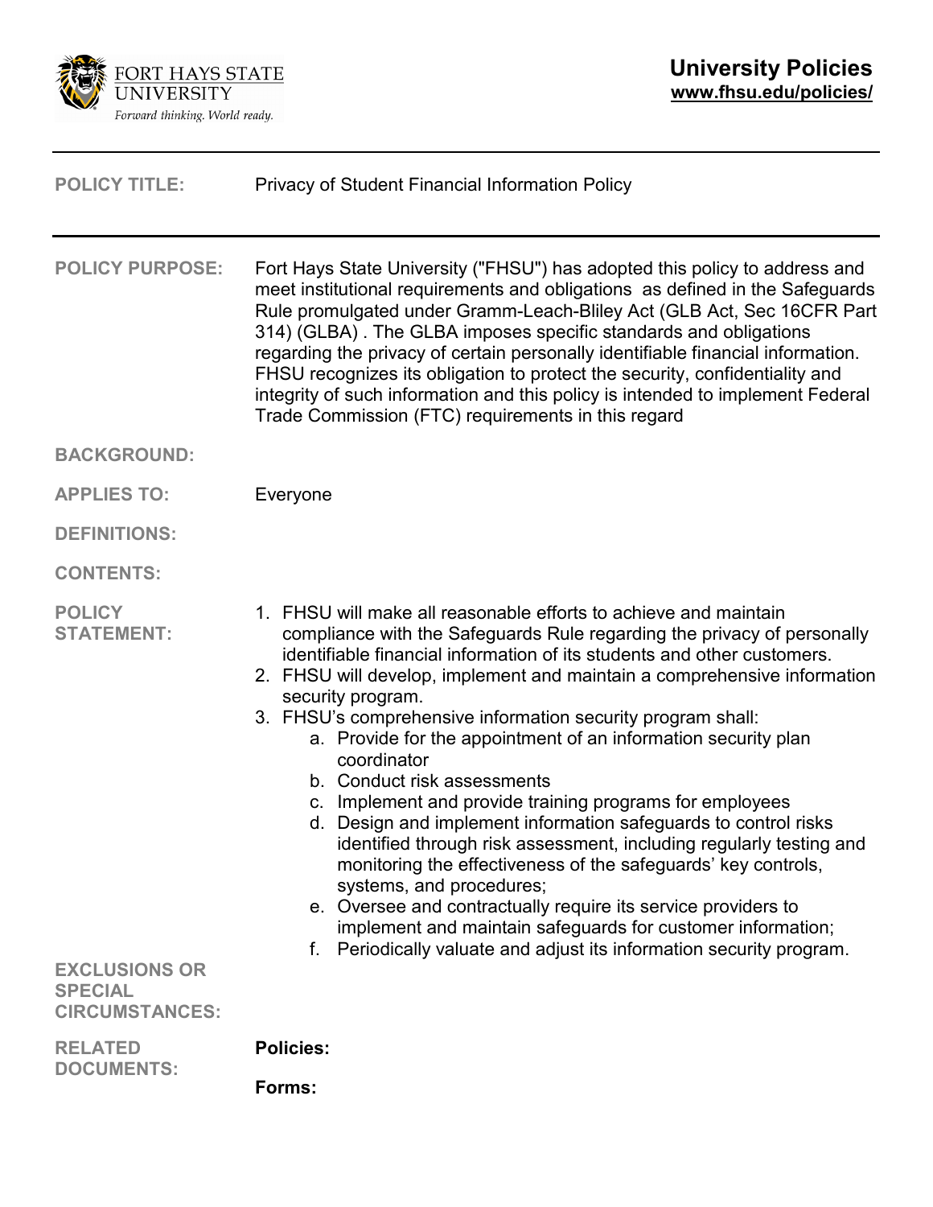FORT HAYS STATE UNIVERSITY
*Forward thinking. World ready.*

**University Policies**
**www.fhsu.edu/policies/**

---

**POLICY TITLE:** Privacy of Student Financial Information Policy

---

**POLICY PURPOSE:** Fort Hays State University ("FHSU") has adopted this policy to address and meet institutional requirements and obligations as defined in the Safeguards Rule promulgated under Gramm-Leach-Bliley Act (GLB Act, Sec 16CFR Part 314) (GLBA) . The GLBA imposes specific standards and obligations regarding the privacy of certain personally identifiable financial information. FHSU recognizes its obligation to protect the security, confidentiality and integrity of such information and this policy is intended to implement Federal Trade Commission (FTC) requirements in this regard

**BACKGROUND:**

**APPLIES TO:** Everyone

**DEFINITIONS:**

**CONTENTS:**

**POLICY STATEMENT:**

1. FHSU will make all reasonable efforts to achieve and maintain compliance with the Safeguards Rule regarding the privacy of personally identifiable financial information of its students and other customers.
2. FHSU will develop, implement and maintain a comprehensive information security program.
3. FHSU's comprehensive information security program shall:
    a. Provide for the appointment of an information security plan coordinator
    b. Conduct risk assessments
    c. Implement and provide training programs for employees
    d. Design and implement information safeguards to control risks identified through risk assessment, including regularly testing and monitoring the effectiveness of the safeguards' key controls, systems, and procedures;
    e. Oversee and contractually require its service providers to implement and maintain safeguards for customer information;
    f. Periodically valuate and adjust its information security program.

**EXCLUSIONS OR SPECIAL CIRCUMSTANCES:**

**RELATED DOCUMENTS:**

**Policies:**

**Forms:**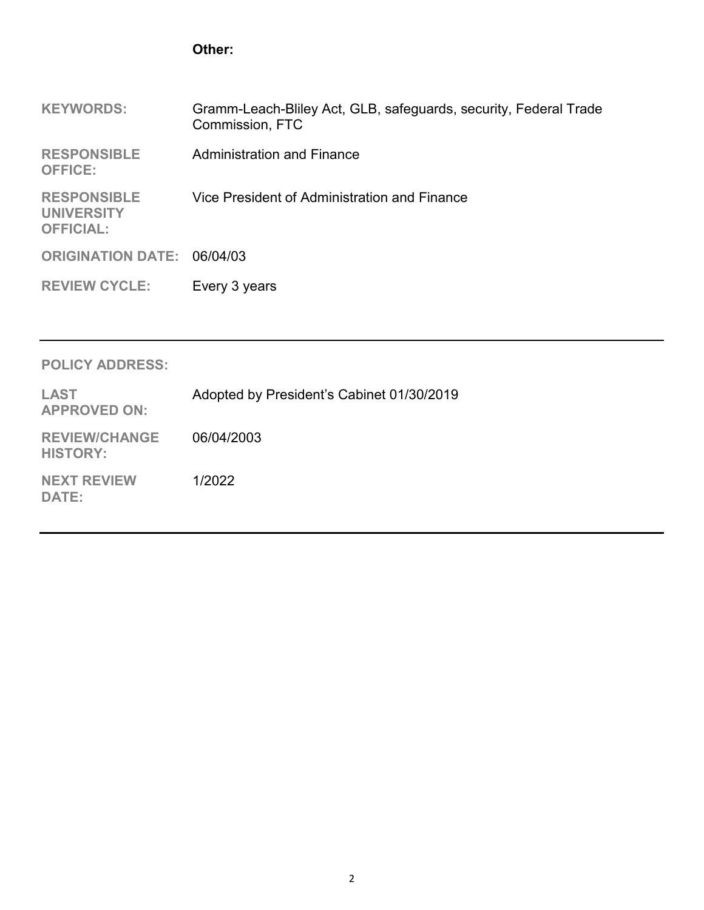**Other:**

| | |
|---|---|
| **KEYWORDS:** | Gramm-Leach-Bliley Act, GLB, safeguards, security, Federal Trade Commission, FTC |
| **RESPONSIBLE OFFICE:** | Administration and Finance |
| **RESPONSIBLE UNIVERSITY OFFICIAL:** | Vice President of Administration and Finance |
| **ORIGINATION DATE:** | 06/04/03 |
| **REVIEW CYCLE:** | Every 3 years |

---

**POLICY ADDRESS:**

| | |
|---|---|
| **LAST APPROVED ON:** | Adopted by President's Cabinet 01/30/2019 |
| **REVIEW/CHANGE HISTORY:** | 06/04/2003 |
| **NEXT REVIEW DATE:** | 1/2022 |

---